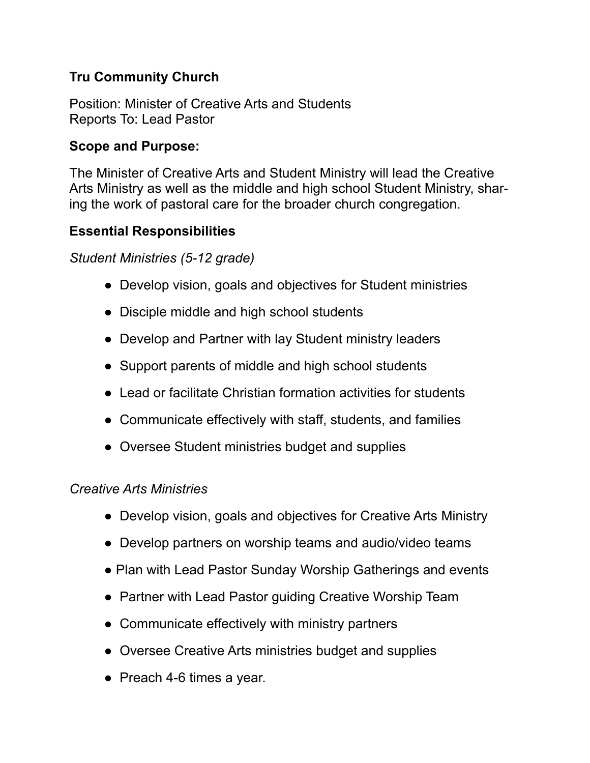**Tru Community Church**

Position: Minister of Creative Arts and Students
Reports To: Lead Pastor

**Scope and Purpose:**

The Minister of Creative Arts and Student Ministry will lead the Creative Arts Ministry as well as the middle and high school Student Ministry, sharing the work of pastoral care for the broader church congregation.

**Essential Responsibilities**

*Student Ministries (5-12 grade)*

- Develop vision, goals and objectives for Student ministries
- Disciple middle and high school students
- Develop and Partner with lay Student ministry leaders
- Support parents of middle and high school students
- Lead or facilitate Christian formation activities for students
- Communicate effectively with staff, students, and families
- Oversee Student ministries budget and supplies

*Creative Arts Ministries*

- Develop vision, goals and objectives for Creative Arts Ministry
- Develop partners on worship teams and audio/video teams
- Plan with Lead Pastor Sunday Worship Gatherings and events
- Partner with Lead Pastor guiding Creative Worship Team
- Communicate effectively with ministry partners
- Oversee Creative Arts ministries budget and supplies
- Preach 4-6 times a year.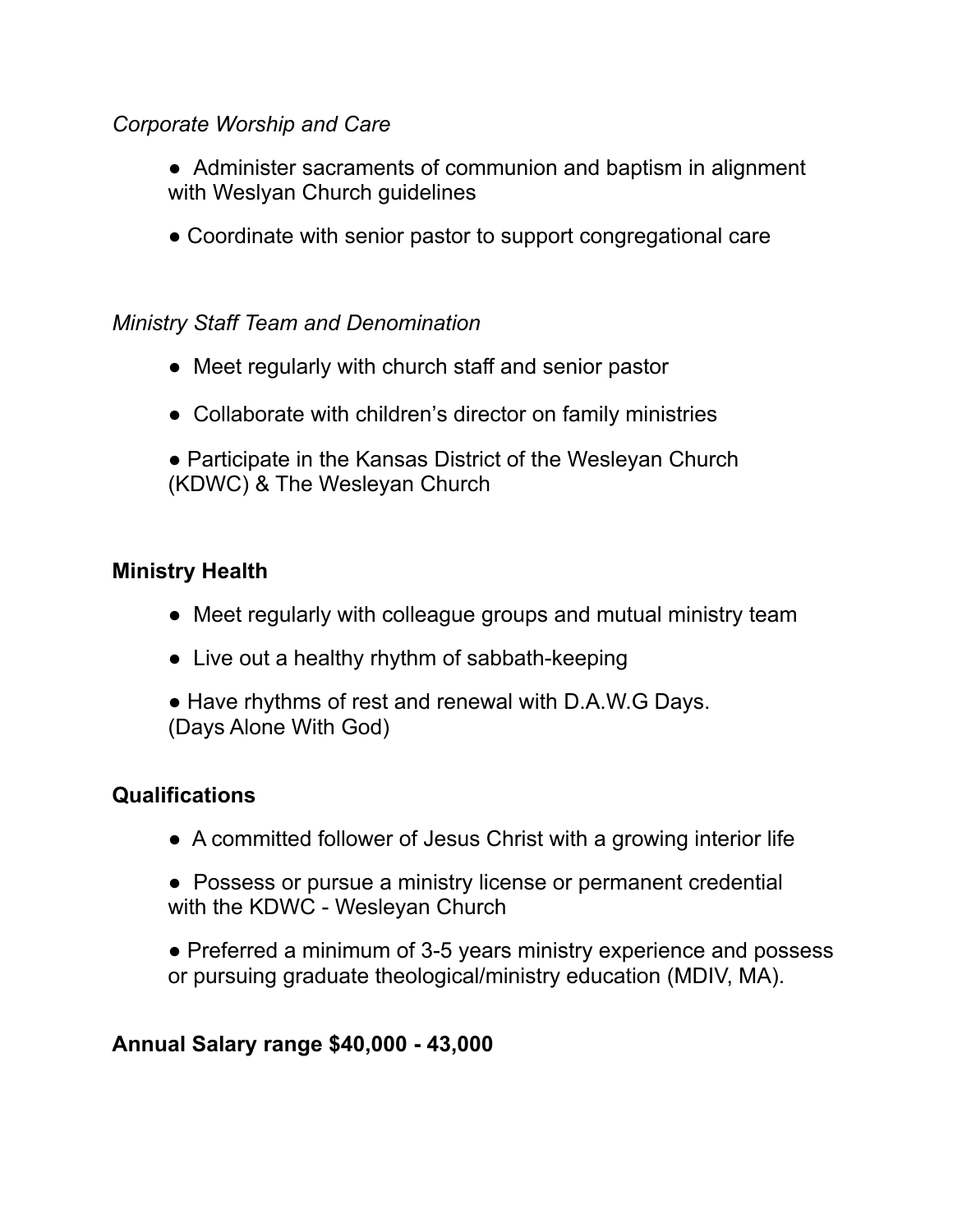*Corporate Worship and Care*

- Administer sacraments of communion and baptism in alignment with Weslyan Church guidelines
- Coordinate with senior pastor to support congregational care

*Ministry Staff Team and Denomination*

- Meet regularly with church staff and senior pastor
- Collaborate with children's director on family ministries
- Participate in the Kansas District of the Wesleyan Church (KDWC) & The Wesleyan Church

**Ministry Health**

- Meet regularly with colleague groups and mutual ministry team
- Live out a healthy rhythm of sabbath-keeping
- Have rhythms of rest and renewal with D.A.W.G Days. (Days Alone With God)

**Qualifications**

- A committed follower of Jesus Christ with a growing interior life
- Possess or pursue a ministry license or permanent credential with the KDWC - Wesleyan Church
- Preferred a minimum of 3-5 years ministry experience and possess or pursuing graduate theological/ministry education (MDIV, MA).

**Annual Salary range $40,000 - 43,000**